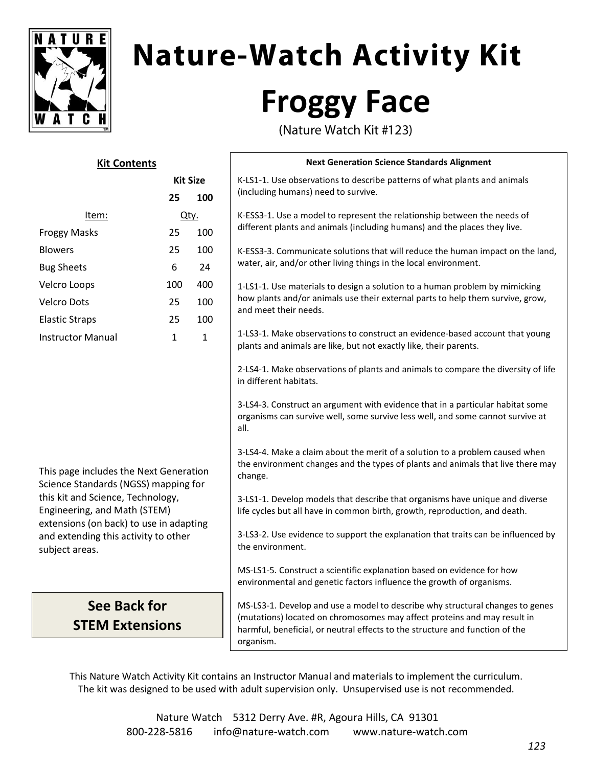# Nature-Watch Activity Kit

# Froggy Face

(Nature Watch Kit #123)

## Kit Contents

| Item: | Kit Size 25 Qty. | Kit Size 100 Qty. |
|---|---|---|
| Froggy Masks | 25 | 100 |
| Blowers | 25 | 100 |
| Bug Sheets | 6 | 24 |
| Velcro Loops | 100 | 400 |
| Velcro Dots | 25 | 100 |
| Elastic Straps | 25 | 100 |
| Instructor Manual | 1 | 1 |

This page includes the Next Generation Science Standards (NGSS) mapping for this kit and Science, Technology, Engineering, and Math (STEM) extensions (on back) to use in adapting and extending this activity to other subject areas.

**See Back for STEM Extensions**

### Next Generation Science Standards Alignment

K-LS1-1. Use observations to describe patterns of what plants and animals (including humans) need to survive.

K-ESS3-1. Use a model to represent the relationship between the needs of different plants and animals (including humans) and the places they live.

K-ESS3-3. Communicate solutions that will reduce the human impact on the land, water, air, and/or other living things in the local environment.

1-LS1-1. Use materials to design a solution to a human problem by mimicking how plants and/or animals use their external parts to help them survive, grow, and meet their needs.

1-LS3-1. Make observations to construct an evidence-based account that young plants and animals are like, but not exactly like, their parents.

2-LS4-1. Make observations of plants and animals to compare the diversity of life in different habitats.

3-LS4-3. Construct an argument with evidence that in a particular habitat some organisms can survive well, some survive less well, and some cannot survive at all.

3-LS4-4. Make a claim about the merit of a solution to a problem caused when the environment changes and the types of plants and animals that live there may change.

3-LS1-1. Develop models that describe that organisms have unique and diverse life cycles but all have in common birth, growth, reproduction, and death.

3-LS3-2. Use evidence to support the explanation that traits can be influenced by the environment.

MS-LS1-5. Construct a scientific explanation based on evidence for how environmental and genetic factors influence the growth of organisms.

MS-LS3-1. Develop and use a model to describe why structural changes to genes (mutations) located on chromosomes may affect proteins and may result in harmful, beneficial, or neutral effects to the structure and function of the organism.

This Nature Watch Activity Kit contains an Instructor Manual and materials to implement the curriculum. The kit was designed to be used with adult supervision only. Unsupervised use is not recommended.

Nature Watch 5312 Derry Ave. #R, Agoura Hills, CA 91301
800-228-5816 info@nature-watch.com www.nature-watch.com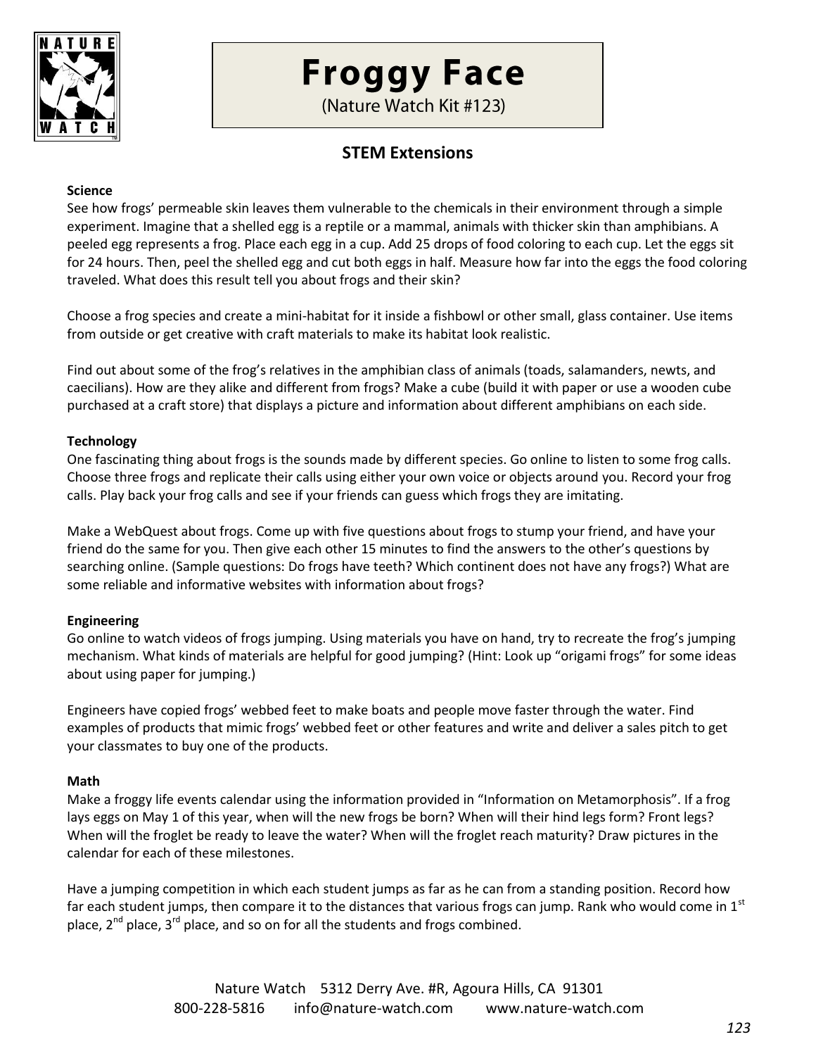# Froggy Face

(Nature Watch Kit #123)

## STEM Extensions

**Science**

See how frogs' permeable skin leaves them vulnerable to the chemicals in their environment through a simple experiment. Imagine that a shelled egg is a reptile or a mammal, animals with thicker skin than amphibians. A peeled egg represents a frog. Place each egg in a cup. Add 25 drops of food coloring to each cup. Let the eggs sit for 24 hours. Then, peel the shelled egg and cut both eggs in half. Measure how far into the eggs the food coloring traveled. What does this result tell you about frogs and their skin?

Choose a frog species and create a mini-habitat for it inside a fishbowl or other small, glass container. Use items from outside or get creative with craft materials to make its habitat look realistic.

Find out about some of the frog's relatives in the amphibian class of animals (toads, salamanders, newts, and caecilians). How are they alike and different from frogs? Make a cube (build it with paper or use a wooden cube purchased at a craft store) that displays a picture and information about different amphibians on each side.

**Technology**

One fascinating thing about frogs is the sounds made by different species. Go online to listen to some frog calls. Choose three frogs and replicate their calls using either your own voice or objects around you. Record your frog calls. Play back your frog calls and see if your friends can guess which frogs they are imitating.

Make a WebQuest about frogs. Come up with five questions about frogs to stump your friend, and have your friend do the same for you. Then give each other 15 minutes to find the answers to the other's questions by searching online. (Sample questions: Do frogs have teeth? Which continent does not have any frogs?) What are some reliable and informative websites with information about frogs?

**Engineering**

Go online to watch videos of frogs jumping. Using materials you have on hand, try to recreate the frog's jumping mechanism. What kinds of materials are helpful for good jumping? (Hint: Look up "origami frogs" for some ideas about using paper for jumping.)

Engineers have copied frogs' webbed feet to make boats and people move faster through the water. Find examples of products that mimic frogs' webbed feet or other features and write and deliver a sales pitch to get your classmates to buy one of the products.

**Math**

Make a froggy life events calendar using the information provided in "Information on Metamorphosis". If a frog lays eggs on May 1 of this year, when will the new frogs be born? When will their hind legs form? Front legs? When will the froglet be ready to leave the water? When will the froglet reach maturity? Draw pictures in the calendar for each of these milestones.

Have a jumping competition in which each student jumps as far as he can from a standing position. Record how far each student jumps, then compare it to the distances that various frogs can jump. Rank who would come in 1st place, 2nd place, 3rd place, and so on for all the students and frogs combined.

Nature Watch 5312 Derry Ave. #R, Agoura Hills, CA 91301
800-228-5816 info@nature-watch.com www.nature-watch.com